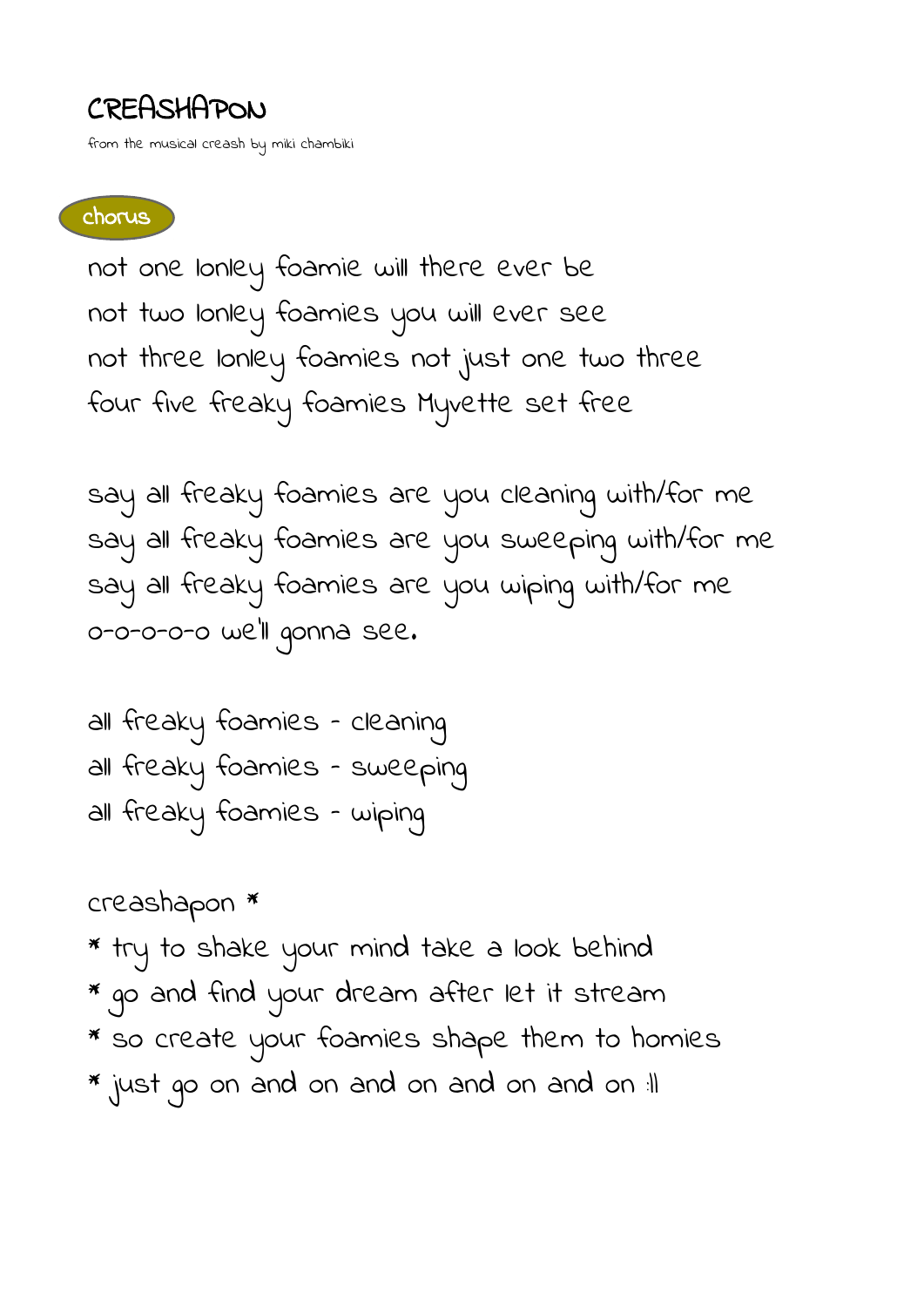# CREASHAPON

from the musical creash by miki chambiki

**chorus**

not one lonley foamie will there ever be
not two lonley foamies you will ever see
not three lonley foamies not just one two three
four five freaky foamies Myvette set free

say all freaky foamies are you cleaning with/for me
say all freaky foamies are you sweeping with/for me
say all freaky foamies are you wiping with/for me
o-o-o-o-o we'll gonna see.

all freaky foamies - cleaning
all freaky foamies - sweeping
all freaky foamies - wiping

creashapon *
* try to shake your mind take a look behind
* go and find your dream after let it stream
* so create your foamies shape them to homies
* just go on and on and on and on and on :||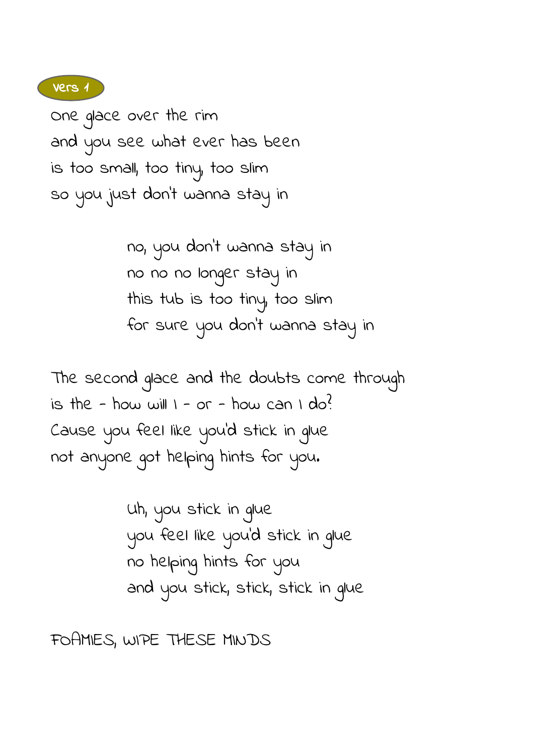**Vers 1**

one glace over the rim
and you see what ever has been
is too small, too tiny, too slim
so you just don't wanna stay in

> no, you don't wanna stay in
> no no no longer stay in
> this tub is too tiny, too slim
> for sure you don't wanna stay in

The second glace and the doubts come through
is the - how will I - or - how can I do?
Cause you feel like you'd stick in glue
not anyone got helping hints for you.

> Uh, you stick in glue
> you feel like you'd stick in glue
> no helping hints for you
> and you stick, stick, stick in glue

FOAMIES, WIPE THESE MINDS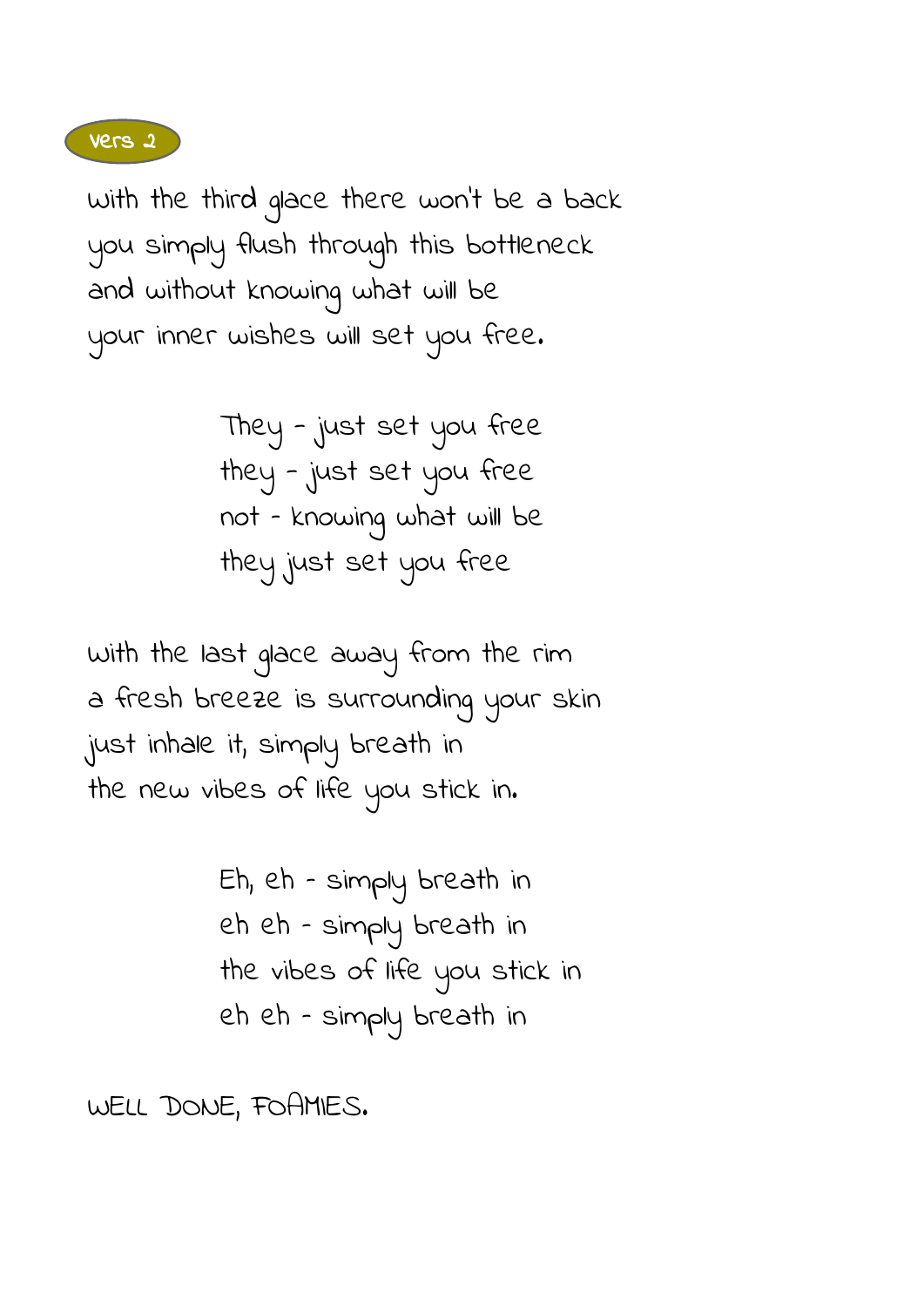## vers 2

with the third glace there won't be a back
you simply flush through this bottleneck
and without knowing what will be
your inner wishes will set you free.

> They - just set you free
> they - just set you free
> not - knowing what will be
> they just set you free

with the last glace away from the rim
a fresh breeze is surrounding your skin
just inhale it, simply breath in
the new vibes of life you stick in.

> Eh, eh - simply breath in
> eh eh - simply breath in
> the vibes of life you stick in
> eh eh - simply breath in

WELL DONE, FOAMIES.